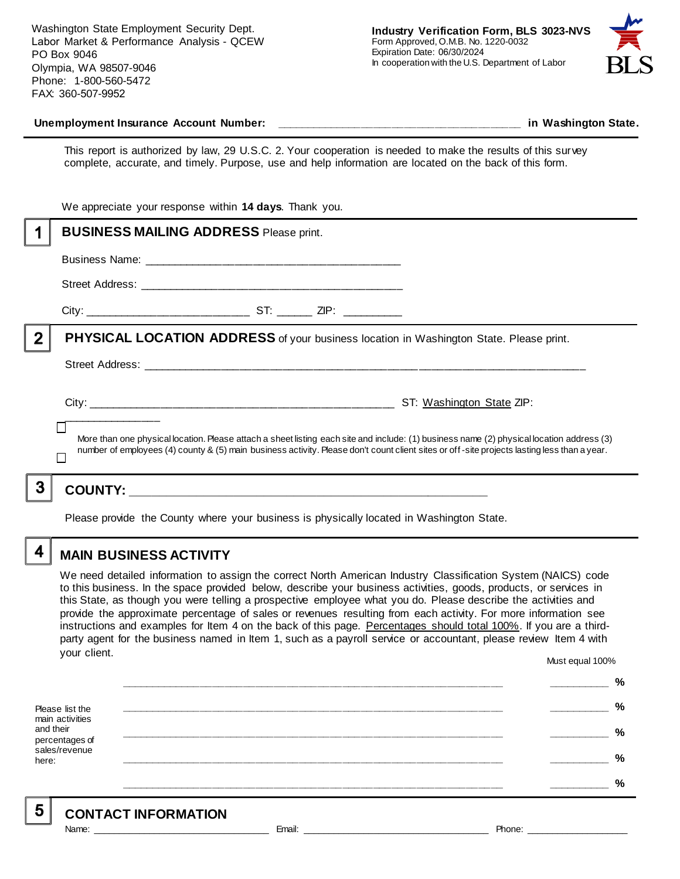Washington State Employment Security Dept.
Labor Market & Performance Analysis - QCEW
PO Box 9046
Olympia, WA 98507-9046
Phone: 1-800-560-5472
FAX: 360-507-9952

**Industry Verification Form, BLS 3023-NVS**
Form Approved, O.M.B. No. 1220-0032
Expiration Date: 06/30/2024
In cooperation with the U.S. Department of Labor

**Unemployment Insurance Account Number:** ______________________________________ **in Washington State.**

This report is authorized by law, 29 U.S.C. 2. Your cooperation is needed to make the results of this survey complete, accurate, and timely. Purpose, use and help information are located on the back of this form.

We appreciate your response within **14 days**. Thank you.

## 1 BUSINESS MAILING ADDRESS Please print.

Business Name: ________________________________________

Street Address: ________________________________________

City: _________________________ ST: ______ ZIP: _________

## 2 PHYSICAL LOCATION ADDRESS of your business location in Washington State. Please print.

Street Address: ______________________________________________________________________

City: ________________________________________________ ST: Washington State ZIP: _______________

☐ More than one physical location. Please attach a sheet listing each site and include: (1) business name (2) physical location address (3) number of employees (4) county & (5) main business activity. Please don't count client sites or off-site projects lasting less than a year.

☐

## 3 COUNTY: _______________________________________________________

Please provide the County where your business is physically located in Washington State.

## 4 MAIN BUSINESS ACTIVITY

We need detailed information to assign the correct North American Industry Classification System (NAICS) code to this business. In the space provided below, describe your business activities, goods, products, or services in this State, as though you were telling a prospective employee what you do. Please describe the activities and provide the approximate percentage of sales or revenues resulting from each activity. For more information see instructions and examples for Item 4 on the back of this page. Percentages should total 100%. If you are a third-party agent for the business named in Item 1, such as a payroll service or accountant, please review Item 4 with your client.

Must equal 100%

| | | |
|---|---|---|
| | ____________________________________________________________ | __________ % |
| Please list the main activities and their percentages of sales/revenue here: | ____________________________________________________________ | __________ % |
| | ____________________________________________________________ | __________ % |
| | ____________________________________________________________ | __________ % |
| | ____________________________________________________________ | __________ % |

## 5 CONTACT INFORMATION

Name: ______________________________ Email: ________________________________ Phone: __________________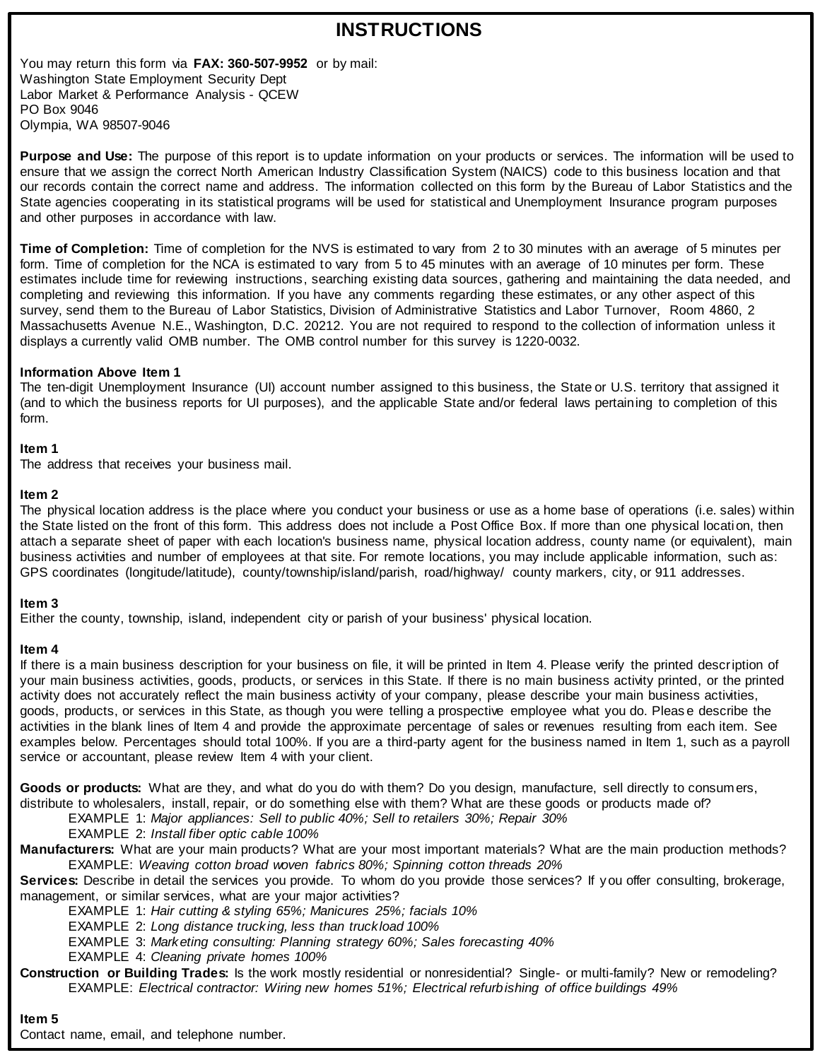# INSTRUCTIONS

You may return this form via **FAX: 360-507-9952** or by mail:
Washington State Employment Security Dept
Labor Market & Performance Analysis - QCEW
PO Box 9046
Olympia, WA 98507-9046

**Purpose and Use:** The purpose of this report is to update information on your products or services. The information will be used to ensure that we assign the correct North American Industry Classification System (NAICS) code to this business location and that our records contain the correct name and address. The information collected on this form by the Bureau of Labor Statistics and the State agencies cooperating in its statistical programs will be used for statistical and Unemployment Insurance program purposes and other purposes in accordance with law.

**Time of Completion:** Time of completion for the NVS is estimated to vary from 2 to 30 minutes with an average of 5 minutes per form. Time of completion for the NCA is estimated to vary from 5 to 45 minutes with an average of 10 minutes per form. These estimates include time for reviewing instructions, searching existing data sources, gathering and maintaining the data needed, and completing and reviewing this information. If you have any comments regarding these estimates, or any other aspect of this survey, send them to the Bureau of Labor Statistics, Division of Administrative Statistics and Labor Turnover, Room 4860, 2 Massachusetts Avenue N.E., Washington, D.C. 20212. You are not required to respond to the collection of information unless it displays a currently valid OMB number. The OMB control number for this survey is 1220-0032.

**Information Above Item 1**
The ten-digit Unemployment Insurance (UI) account number assigned to this business, the State or U.S. territory that assigned it (and to which the business reports for UI purposes), and the applicable State and/or federal laws pertaining to completion of this form.

**Item 1**
The address that receives your business mail.

**Item 2**
The physical location address is the place where you conduct your business or use as a home base of operations (i.e. sales) within the State listed on the front of this form. This address does not include a Post Office Box. If more than one physical location, then attach a separate sheet of paper with each location's business name, physical location address, county name (or equivalent), main business activities and number of employees at that site. For remote locations, you may include applicable information, such as: GPS coordinates (longitude/latitude), county/township/island/parish, road/highway/ county markers, city, or 911 addresses.

**Item 3**
Either the county, township, island, independent city or parish of your business' physical location.

**Item 4**
If there is a main business description for your business on file, it will be printed in Item 4. Please verify the printed description of your main business activities, goods, products, or services in this State. If there is no main business activity printed, or the printed activity does not accurately reflect the main business activity of your company, please describe your main business activities, goods, products, or services in this State, as though you were telling a prospective employee what you do. Please describe the activities in the blank lines of Item 4 and provide the approximate percentage of sales or revenues resulting from each item. See examples below. Percentages should total 100%. If you are a third-party agent for the business named in Item 1, such as a payroll service or accountant, please review Item 4 with your client.

**Goods or products:** What are they, and what do you do with them? Do you design, manufacture, sell directly to consumers, distribute to wholesalers, install, repair, or do something else with them? What are these goods or products made of?
- EXAMPLE 1: *Major appliances: Sell to public 40%; Sell to retailers 30%; Repair 30%*
- EXAMPLE 2: *Install fiber optic cable 100%*

**Manufacturers:** What are your main products? What are your most important materials? What are the main production methods?
- EXAMPLE: *Weaving cotton broad woven fabrics 80%; Spinning cotton threads 20%*

**Services:** Describe in detail the services you provide. To whom do you provide those services? If you offer consulting, brokerage, management, or similar services, what are your major activities?
- EXAMPLE 1: *Hair cutting & styling 65%; Manicures 25%; facials 10%*
- EXAMPLE 2: *Long distance trucking, less than truckload 100%*
- EXAMPLE 3: *Marketing consulting: Planning strategy 60%; Sales forecasting 40%*
- EXAMPLE 4: *Cleaning private homes 100%*

**Construction or Building Trades:** Is the work mostly residential or nonresidential? Single- or multi-family? New or remodeling?
- EXAMPLE: *Electrical contractor: Wiring new homes 51%; Electrical refurbishing of office buildings 49%*

**Item 5**
Contact name, email, and telephone number.